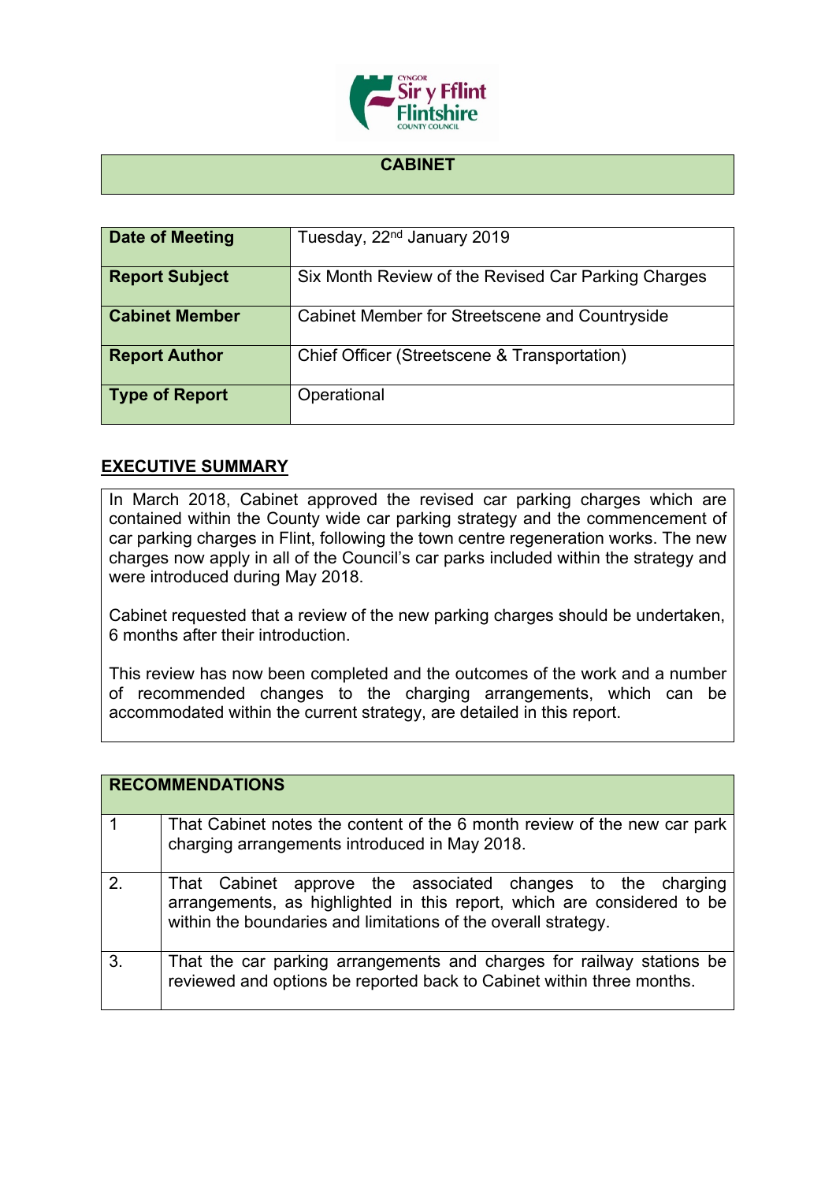# CABINET

| Date of Meeting | Tuesday, 22nd January 2019 |
| --- | --- |
| Report Subject | Six Month Review of the Revised Car Parking Charges |
| Cabinet Member | Cabinet Member for Streetscene and Countryside |
| Report Author | Chief Officer (Streetscene & Transportation) |
| Type of Report | Operational |

## EXECUTIVE SUMMARY

In March 2018, Cabinet approved the revised car parking charges which are contained within the County wide car parking strategy and the commencement of car parking charges in Flint, following the town centre regeneration works. The new charges now apply in all of the Council's car parks included within the strategy and were introduced during May 2018.

Cabinet requested that a review of the new parking charges should be undertaken, 6 months after their introduction.

This review has now been completed and the outcomes of the work and a number of recommended changes to the charging arrangements, which can be accommodated within the current strategy, are detailed in this report.

| RECOMMENDATIONS | |
| --- | --- |
| 1 | That Cabinet notes the content of the 6 month review of the new car park charging arrangements introduced in May 2018. |
| 2. | That Cabinet approve the associated changes to the charging arrangements, as highlighted in this report, which are considered to be within the boundaries and limitations of the overall strategy. |
| 3. | That the car parking arrangements and charges for railway stations be reviewed and options be reported back to Cabinet within three months. |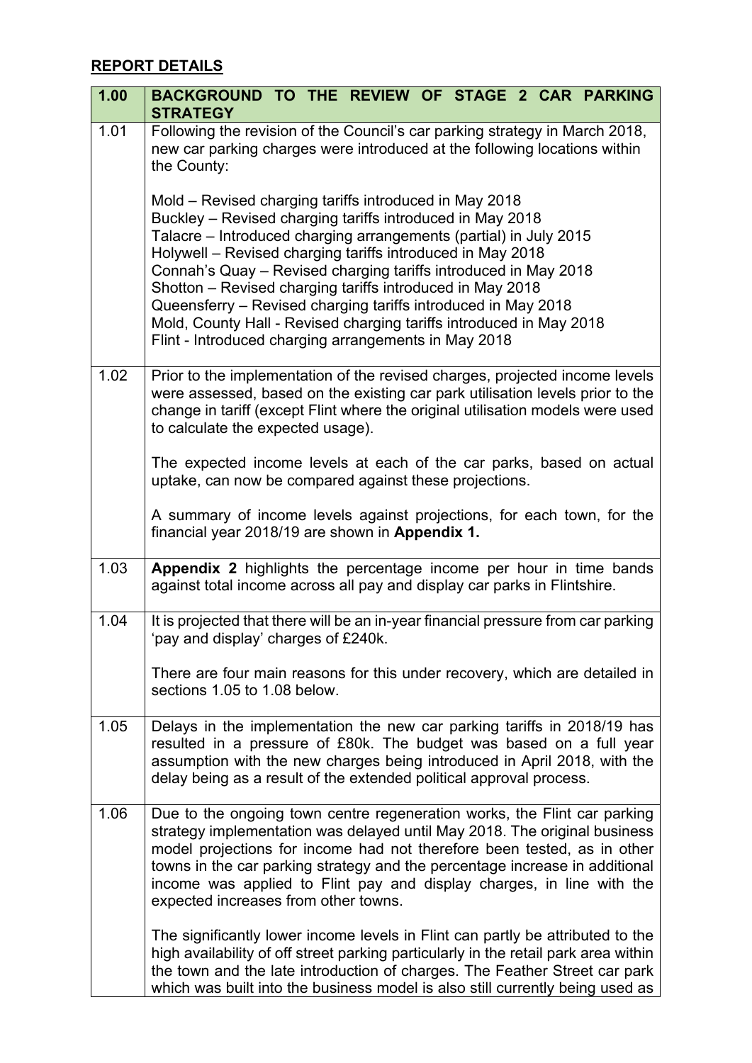## REPORT DETAILS

| 1.00 | BACKGROUND TO THE REVIEW OF STAGE 2 CAR PARKING STRATEGY |
|---|---|
| 1.01 | Following the revision of the Council's car parking strategy in March 2018, new car parking charges were introduced at the following locations within the County:<br><br>Mold – Revised charging tariffs introduced in May 2018<br>Buckley – Revised charging tariffs introduced in May 2018<br>Talacre – Introduced charging arrangements (partial) in July 2015<br>Holywell – Revised charging tariffs introduced in May 2018<br>Connah's Quay – Revised charging tariffs introduced in May 2018<br>Shotton – Revised charging tariffs introduced in May 2018<br>Queensferry – Revised charging tariffs introduced in May 2018<br>Mold, County Hall - Revised charging tariffs introduced in May 2018<br>Flint - Introduced charging arrangements in May 2018 |
| 1.02 | Prior to the implementation of the revised charges, projected income levels were assessed, based on the existing car park utilisation levels prior to the change in tariff (except Flint where the original utilisation models were used to calculate the expected usage).<br><br>The expected income levels at each of the car parks, based on actual uptake, can now be compared against these projections.<br><br>A summary of income levels against projections, for each town, for the financial year 2018/19 are shown in **Appendix 1.** |
| 1.03 | **Appendix 2** highlights the percentage income per hour in time bands against total income across all pay and display car parks in Flintshire. |
| 1.04 | It is projected that there will be an in-year financial pressure from car parking 'pay and display' charges of £240k.<br><br>There are four main reasons for this under recovery, which are detailed in sections 1.05 to 1.08 below. |
| 1.05 | Delays in the implementation the new car parking tariffs in 2018/19 has resulted in a pressure of £80k. The budget was based on a full year assumption with the new charges being introduced in April 2018, with the delay being as a result of the extended political approval process. |
| 1.06 | Due to the ongoing town centre regeneration works, the Flint car parking strategy implementation was delayed until May 2018. The original business model projections for income had not therefore been tested, as in other towns in the car parking strategy and the percentage increase in additional income was applied to Flint pay and display charges, in line with the expected increases from other towns.<br><br>The significantly lower income levels in Flint can partly be attributed to the high availability of off street parking particularly in the retail park area within the town and the late introduction of charges. The Feather Street car park which was built into the business model is also still currently being used as |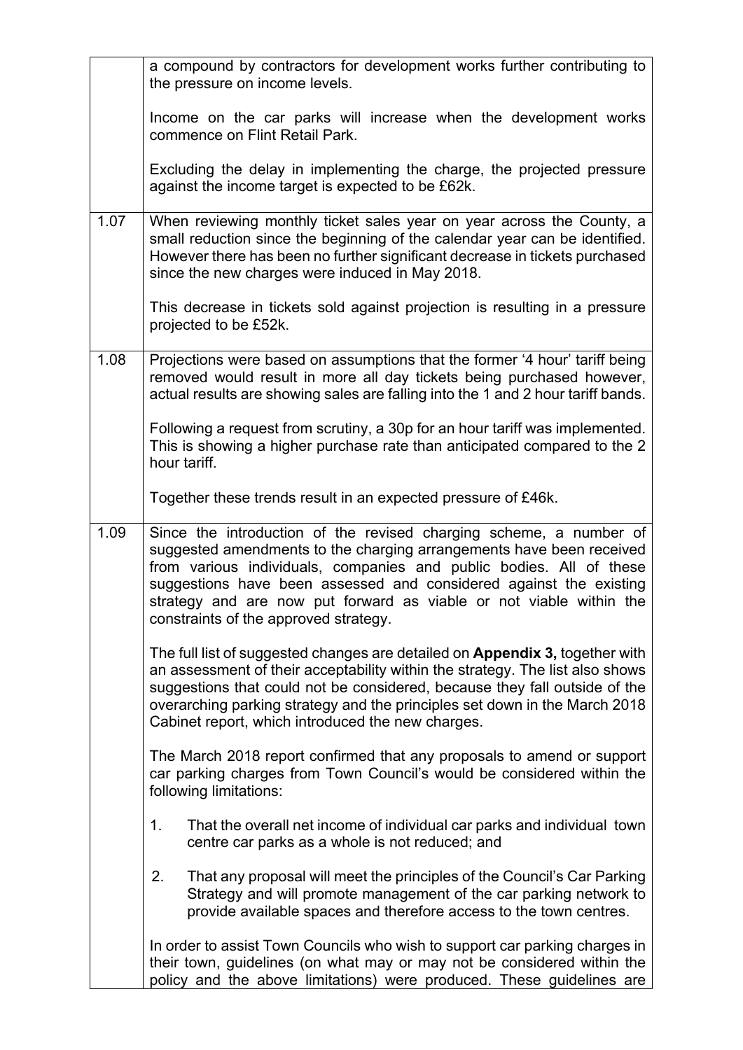| | |
|---|---|
| | a compound by contractors for development works further contributing to the pressure on income levels.<br><br>Income on the car parks will increase when the development works commence on Flint Retail Park.<br><br>Excluding the delay in implementing the charge, the projected pressure against the income target is expected to be £62k. |
| 1.07 | When reviewing monthly ticket sales year on year across the County, a small reduction since the beginning of the calendar year can be identified. However there has been no further significant decrease in tickets purchased since the new charges were induced in May 2018.<br><br>This decrease in tickets sold against projection is resulting in a pressure projected to be £52k. |
| 1.08 | Projections were based on assumptions that the former '4 hour' tariff being removed would result in more all day tickets being purchased however, actual results are showing sales are falling into the 1 and 2 hour tariff bands.<br><br>Following a request from scrutiny, a 30p for an hour tariff was implemented. This is showing a higher purchase rate than anticipated compared to the 2 hour tariff.<br><br>Together these trends result in an expected pressure of £46k. |
| 1.09 | Since the introduction of the revised charging scheme, a number of suggested amendments to the charging arrangements have been received from various individuals, companies and public bodies. All of these suggestions have been assessed and considered against the existing strategy and are now put forward as viable or not viable within the constraints of the approved strategy.<br><br>The full list of suggested changes are detailed on **Appendix 3,** together with an assessment of their acceptability within the strategy. The list also shows suggestions that could not be considered, because they fall outside of the overarching parking strategy and the principles set down in the March 2018 Cabinet report, which introduced the new charges.<br><br>The March 2018 report confirmed that any proposals to amend or support car parking charges from Town Council's would be considered within the following limitations:<br><br>1. That the overall net income of individual car parks and individual town centre car parks as a whole is not reduced; and<br><br>2. That any proposal will meet the principles of the Council's Car Parking Strategy and will promote management of the car parking network to provide available spaces and therefore access to the town centres.<br><br>In order to assist Town Councils who wish to support car parking charges in their town, guidelines (on what may or may not be considered within the policy and the above limitations) were produced. These guidelines are |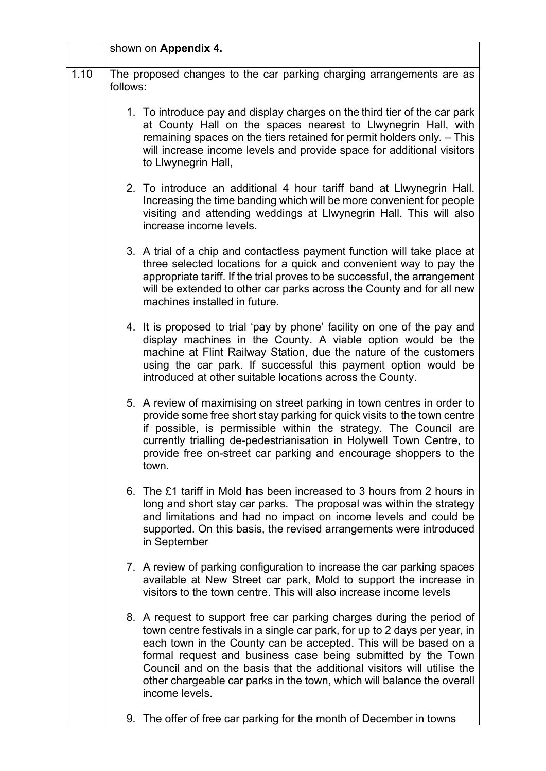| | |
|---|---|
| | shown on **Appendix 4.** |
| 1.10 | The proposed changes to the car parking charging arrangements are as follows:<br><br>1. To introduce pay and display charges on the third tier of the car park at County Hall on the spaces nearest to Llwynegrin Hall, with remaining spaces on the tiers retained for permit holders only. – This will increase income levels and provide space for additional visitors to Llwynegrin Hall,<br><br>2. To introduce an additional 4 hour tariff band at Llwynegrin Hall. Increasing the time banding which will be more convenient for people visiting and attending weddings at Llwynegrin Hall. This will also increase income levels.<br><br>3. A trial of a chip and contactless payment function will take place at three selected locations for a quick and convenient way to pay the appropriate tariff. If the trial proves to be successful, the arrangement will be extended to other car parks across the County and for all new machines installed in future.<br><br>4. It is proposed to trial 'pay by phone' facility on one of the pay and display machines in the County. A viable option would be the machine at Flint Railway Station, due the nature of the customers using the car park. If successful this payment option would be introduced at other suitable locations across the County.<br><br>5. A review of maximising on street parking in town centres in order to provide some free short stay parking for quick visits to the town centre if possible, is permissible within the strategy. The Council are currently trialling de-pedestrianisation in Holywell Town Centre, to provide free on-street car parking and encourage shoppers to the town.<br><br>6. The £1 tariff in Mold has been increased to 3 hours from 2 hours in long and short stay car parks. The proposal was within the strategy and limitations and had no impact on income levels and could be supported. On this basis, the revised arrangements were introduced in September<br><br>7. A review of parking configuration to increase the car parking spaces available at New Street car park, Mold to support the increase in visitors to the town centre. This will also increase income levels<br><br>8. A request to support free car parking charges during the period of town centre festivals in a single car park, for up to 2 days per year, in each town in the County can be accepted. This will be based on a formal request and business case being submitted by the Town Council and on the basis that the additional visitors will utilise the other chargeable car parks in the town, which will balance the overall income levels.<br><br>9. The offer of free car parking for the month of December in towns |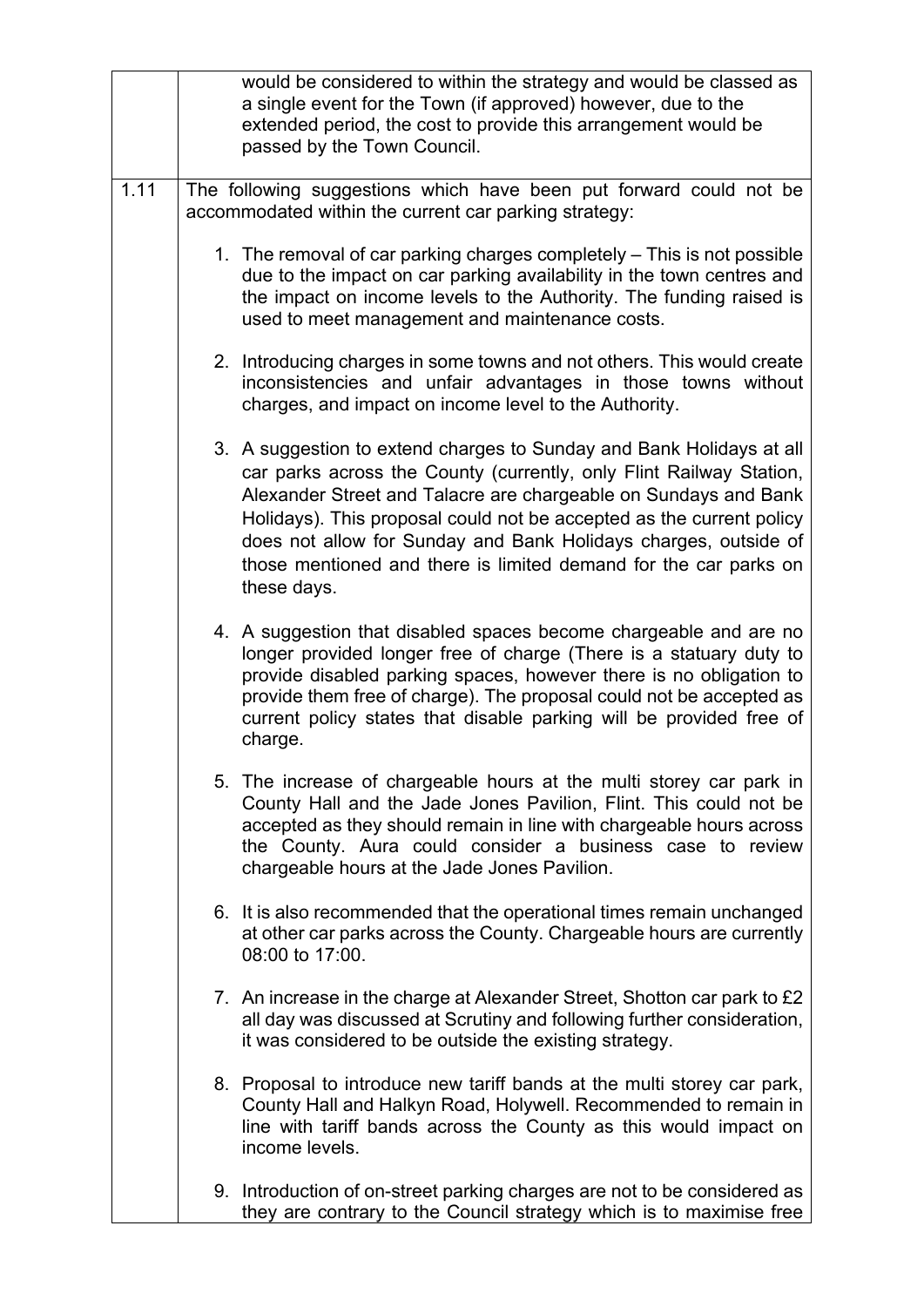| | |
|---|---|
| | would be considered to within the strategy and would be classed as a single event for the Town (if approved) however, due to the extended period, the cost to provide this arrangement would be passed by the Town Council. |
| 1.11 | The following suggestions which have been put forward could not be accommodated within the current car parking strategy:<br><br>1. The removal of car parking charges completely – This is not possible due to the impact on car parking availability in the town centres and the impact on income levels to the Authority. The funding raised is used to meet management and maintenance costs.<br><br>2. Introducing charges in some towns and not others. This would create inconsistencies and unfair advantages in those towns without charges, and impact on income level to the Authority.<br><br>3. A suggestion to extend charges to Sunday and Bank Holidays at all car parks across the County (currently, only Flint Railway Station, Alexander Street and Talacre are chargeable on Sundays and Bank Holidays). This proposal could not be accepted as the current policy does not allow for Sunday and Bank Holidays charges, outside of those mentioned and there is limited demand for the car parks on these days.<br><br>4. A suggestion that disabled spaces become chargeable and are no longer provided longer free of charge (There is a statuary duty to provide disabled parking spaces, however there is no obligation to provide them free of charge). The proposal could not be accepted as current policy states that disable parking will be provided free of charge.<br><br>5. The increase of chargeable hours at the multi storey car park in County Hall and the Jade Jones Pavilion, Flint. This could not be accepted as they should remain in line with chargeable hours across the County. Aura could consider a business case to review chargeable hours at the Jade Jones Pavilion.<br><br>6. It is also recommended that the operational times remain unchanged at other car parks across the County. Chargeable hours are currently 08:00 to 17:00.<br><br>7. An increase in the charge at Alexander Street, Shotton car park to £2 all day was discussed at Scrutiny and following further consideration, it was considered to be outside the existing strategy.<br><br>8. Proposal to introduce new tariff bands at the multi storey car park, County Hall and Halkyn Road, Holywell. Recommended to remain in line with tariff bands across the County as this would impact on income levels.<br><br>9. Introduction of on-street parking charges are not to be considered as they are contrary to the Council strategy which is to maximise free |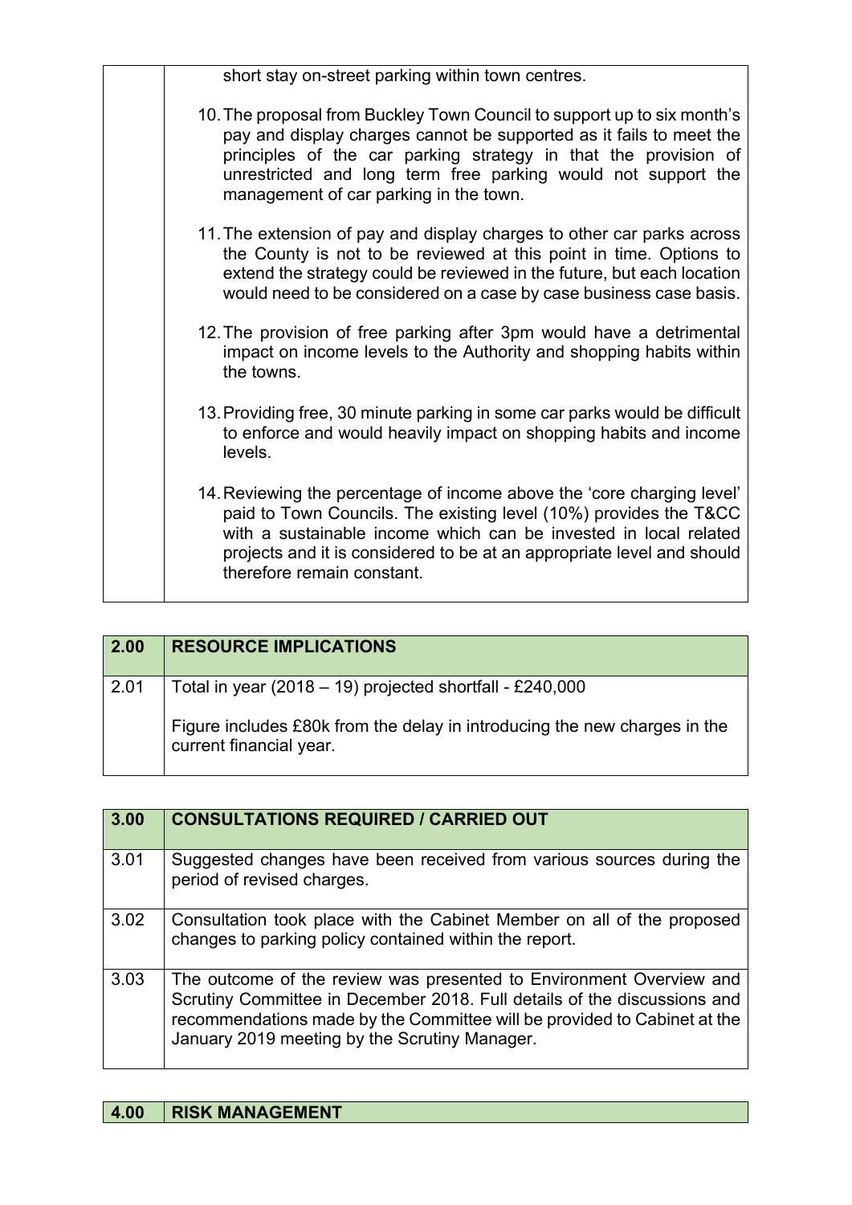| | short stay on-street parking within town centres.<br><br>10. The proposal from Buckley Town Council to support up to six month's pay and display charges cannot be supported as it fails to meet the principles of the car parking strategy in that the provision of unrestricted and long term free parking would not support the management of car parking in the town.<br><br>11. The extension of pay and display charges to other car parks across the County is not to be reviewed at this point in time. Options to extend the strategy could be reviewed in the future, but each location would need to be considered on a case by case business case basis.<br><br>12. The provision of free parking after 3pm would have a detrimental impact on income levels to the Authority and shopping habits within the towns.<br><br>13. Providing free, 30 minute parking in some car parks would be difficult to enforce and would heavily impact on shopping habits and income levels.<br><br>14. Reviewing the percentage of income above the 'core charging level' paid to Town Councils. The existing level (10%) provides the T&CC with a sustainable income which can be invested in local related projects and it is considered to be at an appropriate level and should therefore remain constant. |
|---|---|

| 2.00 | **RESOURCE IMPLICATIONS** |
|---|---|
| 2.01 | Total in year (2018 – 19) projected shortfall - £240,000<br><br>Figure includes £80k from the delay in introducing the new charges in the current financial year. |

| 3.00 | **CONSULTATIONS REQUIRED / CARRIED OUT** |
|---|---|
| 3.01 | Suggested changes have been received from various sources during the period of revised charges. |
| 3.02 | Consultation took place with the Cabinet Member on all of the proposed changes to parking policy contained within the report. |
| 3.03 | The outcome of the review was presented to Environment Overview and Scrutiny Committee in December 2018. Full details of the discussions and recommendations made by the Committee will be provided to Cabinet at the January 2019 meeting by the Scrutiny Manager. |

| 4.00 | **RISK MANAGEMENT** |
|---|---|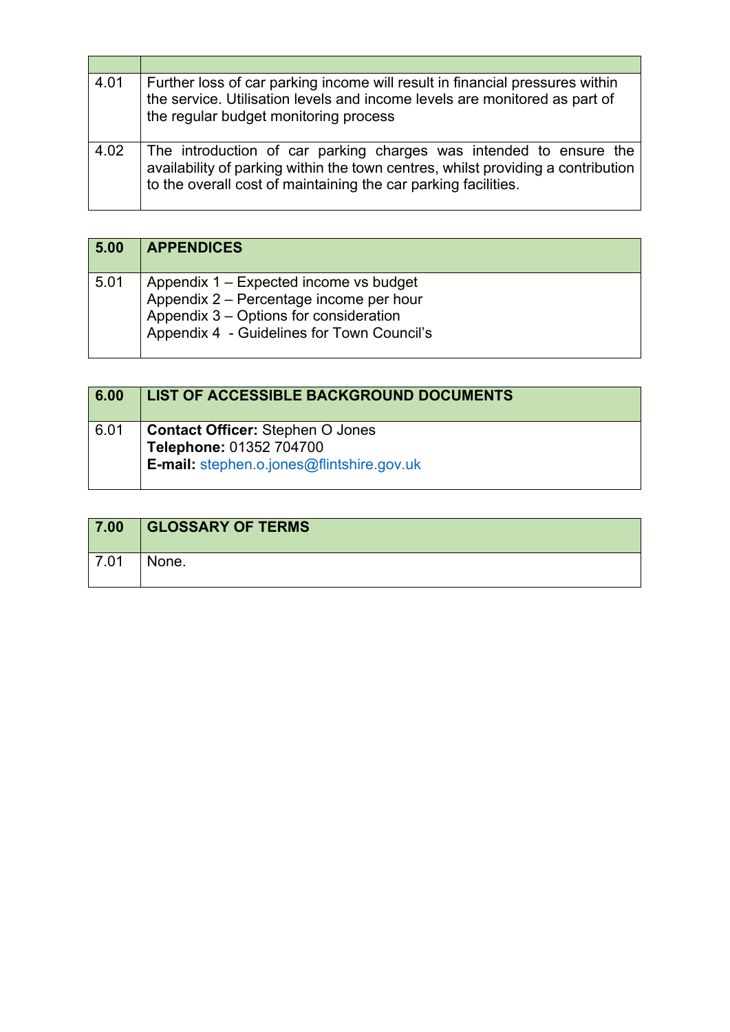| | |
|---|---|
| 4.01 | Further loss of car parking income will result in financial pressures within the service. Utilisation levels and income levels are monitored as part of the regular budget monitoring process |
| 4.02 | The introduction of car parking charges was intended to ensure the availability of parking within the town centres, whilst providing a contribution to the overall cost of maintaining the car parking facilities. |

| **5.00** | **APPENDICES** |
|---|---|
| 5.01 | Appendix 1 – Expected income vs budget<br>Appendix 2 – Percentage income per hour<br>Appendix 3 – Options for consideration<br>Appendix 4 - Guidelines for Town Council's |

| **6.00** | **LIST OF ACCESSIBLE BACKGROUND DOCUMENTS** |
|---|---|
| 6.01 | **Contact Officer:** Stephen O Jones<br>**Telephone:** 01352 704700<br>**E-mail:** stephen.o.jones@flintshire.gov.uk |

| **7.00** | **GLOSSARY OF TERMS** |
|---|---|
| 7.01 | None. |